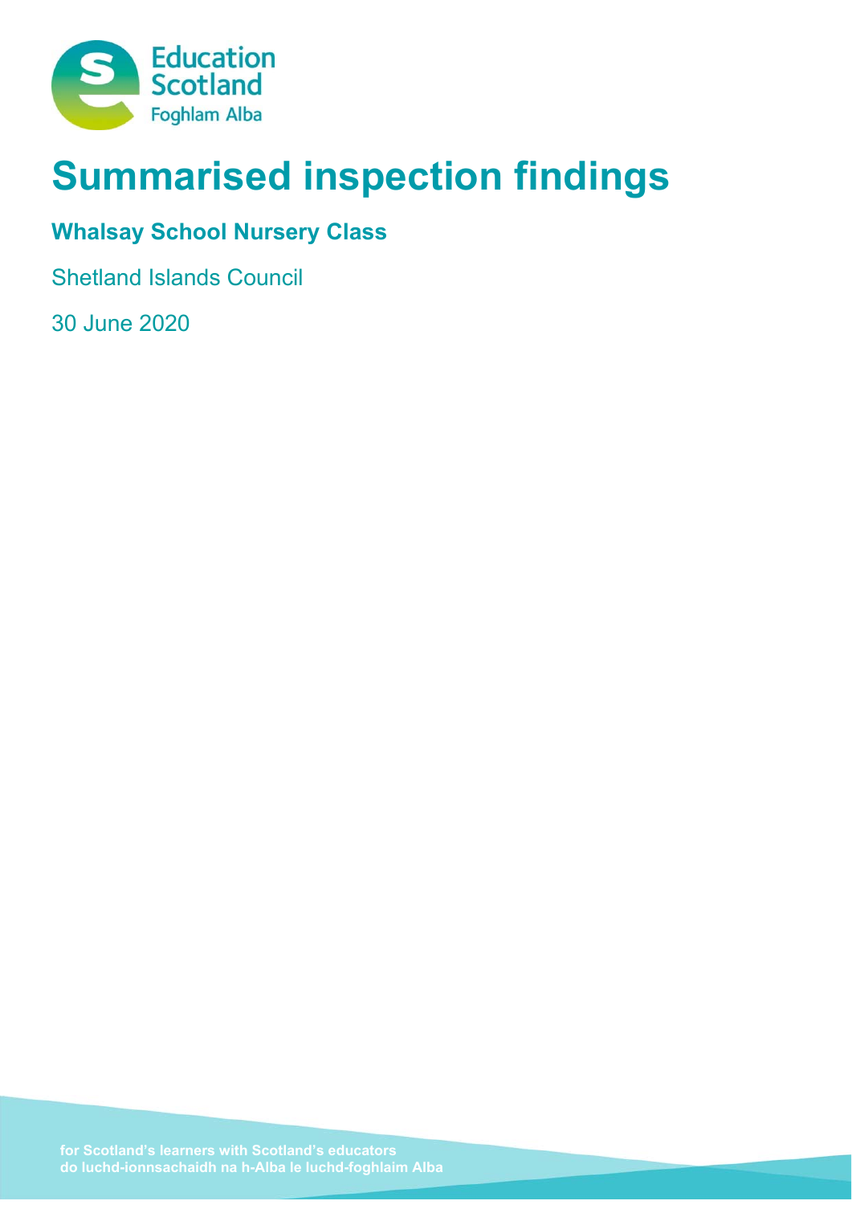# Summarised inspection findings

## Whalsay School Nursery Class

Shetland Islands Council

30 June 2020

for Scotland's learners with Scotland's educators
do luchd-ionnsachaidh na h-Alba le luchd-foghlaim Alba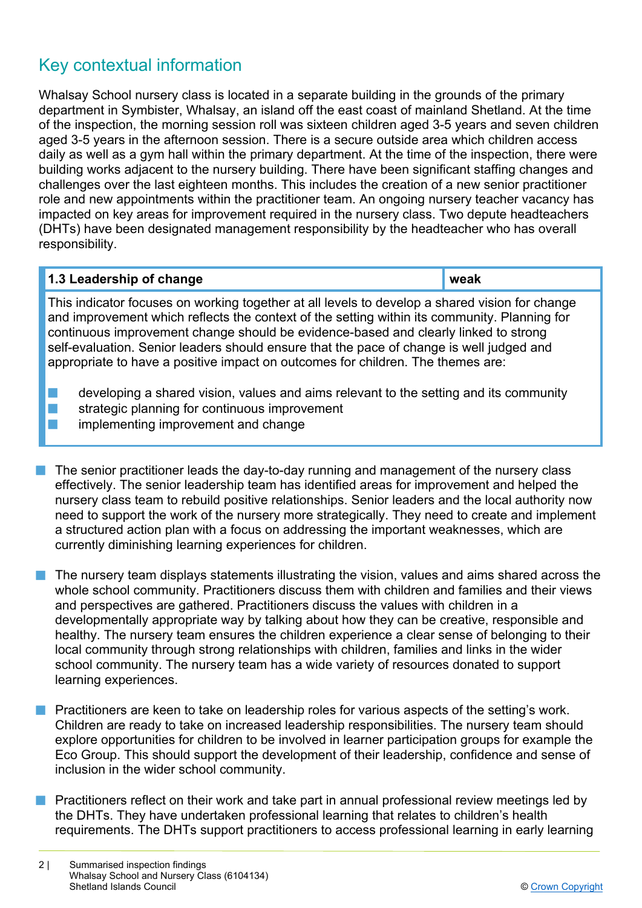## Key contextual information

Whalsay School nursery class is located in a separate building in the grounds of the primary department in Symbister, Whalsay, an island off the east coast of mainland Shetland. At the time of the inspection, the morning session roll was sixteen children aged 3-5 years and seven children aged 3-5 years in the afternoon session. There is a secure outside area which children access daily as well as a gym hall within the primary department. At the time of the inspection, there were building works adjacent to the nursery building. There have been significant staffing changes and challenges over the last eighteen months. This includes the creation of a new senior practitioner role and new appointments within the practitioner team. An ongoing nursery teacher vacancy has impacted on key areas for improvement required in the nursery class. Two depute headteachers (DHTs) have been designated management responsibility by the headteacher who has overall responsibility.

| **1.3 Leadership of change** | **weak** |
|---|---|
| This indicator focuses on working together at all levels to develop a shared vision for change and improvement which reflects the context of the setting within its community. Planning for continuous improvement change should be evidence-based and clearly linked to strong self-evaluation. Senior leaders should ensure that the pace of change is well judged and appropriate to have a positive impact on outcomes for children. The themes are: <br> - developing a shared vision, values and aims relevant to the setting and its community <br> - strategic planning for continuous improvement <br> - implementing improvement and change | |

- The senior practitioner leads the day-to-day running and management of the nursery class effectively. The senior leadership team has identified areas for improvement and helped the nursery class team to rebuild positive relationships. Senior leaders and the local authority now need to support the work of the nursery more strategically. They need to create and implement a structured action plan with a focus on addressing the important weaknesses, which are currently diminishing learning experiences for children.

- The nursery team displays statements illustrating the vision, values and aims shared across the whole school community. Practitioners discuss them with children and families and their views and perspectives are gathered. Practitioners discuss the values with children in a developmentally appropriate way by talking about how they can be creative, responsible and healthy. The nursery team ensures the children experience a clear sense of belonging to their local community through strong relationships with children, families and links in the wider school community. The nursery team has a wide variety of resources donated to support learning experiences.

- Practitioners are keen to take on leadership roles for various aspects of the setting's work. Children are ready to take on increased leadership responsibilities. The nursery team should explore opportunities for children to be involved in learner participation groups for example the Eco Group. This should support the development of their leadership, confidence and sense of inclusion in the wider school community.

- Practitioners reflect on their work and take part in annual professional review meetings led by the DHTs. They have undertaken professional learning that relates to children's health requirements. The DHTs support practitioners to access professional learning in early learning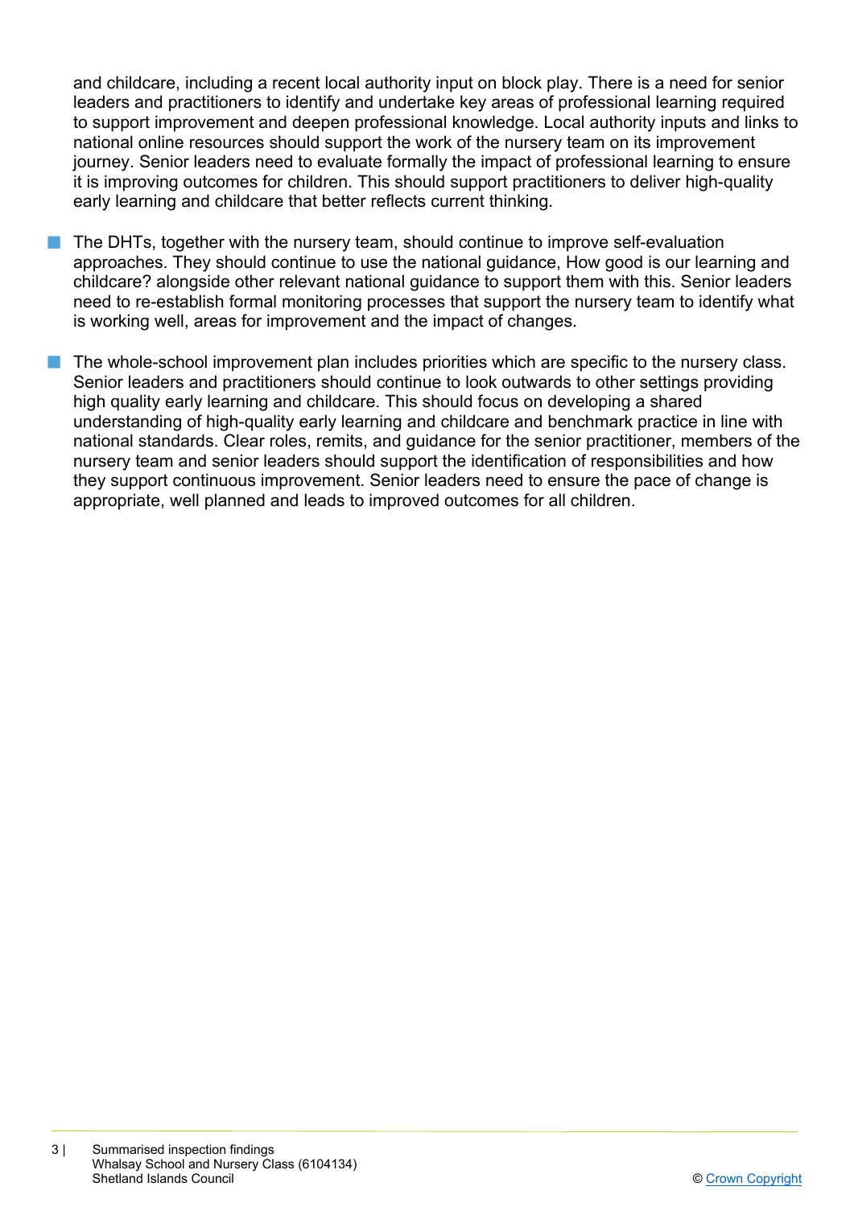and childcare, including a recent local authority input on block play. There is a need for senior leaders and practitioners to identify and undertake key areas of professional learning required to support improvement and deepen professional knowledge. Local authority inputs and links to national online resources should support the work of the nursery team on its improvement journey. Senior leaders need to evaluate formally the impact of professional learning to ensure it is improving outcomes for children. This should support practitioners to deliver high-quality early learning and childcare that better reflects current thinking.

- The DHTs, together with the nursery team, should continue to improve self-evaluation approaches. They should continue to use the national guidance, How good is our learning and childcare? alongside other relevant national guidance to support them with this. Senior leaders need to re-establish formal monitoring processes that support the nursery team to identify what is working well, areas for improvement and the impact of changes.

- The whole-school improvement plan includes priorities which are specific to the nursery class. Senior leaders and practitioners should continue to look outwards to other settings providing high quality early learning and childcare. This should focus on developing a shared understanding of high-quality early learning and childcare and benchmark practice in line with national standards. Clear roles, remits, and guidance for the senior practitioner, members of the nursery team and senior leaders should support the identification of responsibilities and how they support continuous improvement. Senior leaders need to ensure the pace of change is appropriate, well planned and leads to improved outcomes for all children.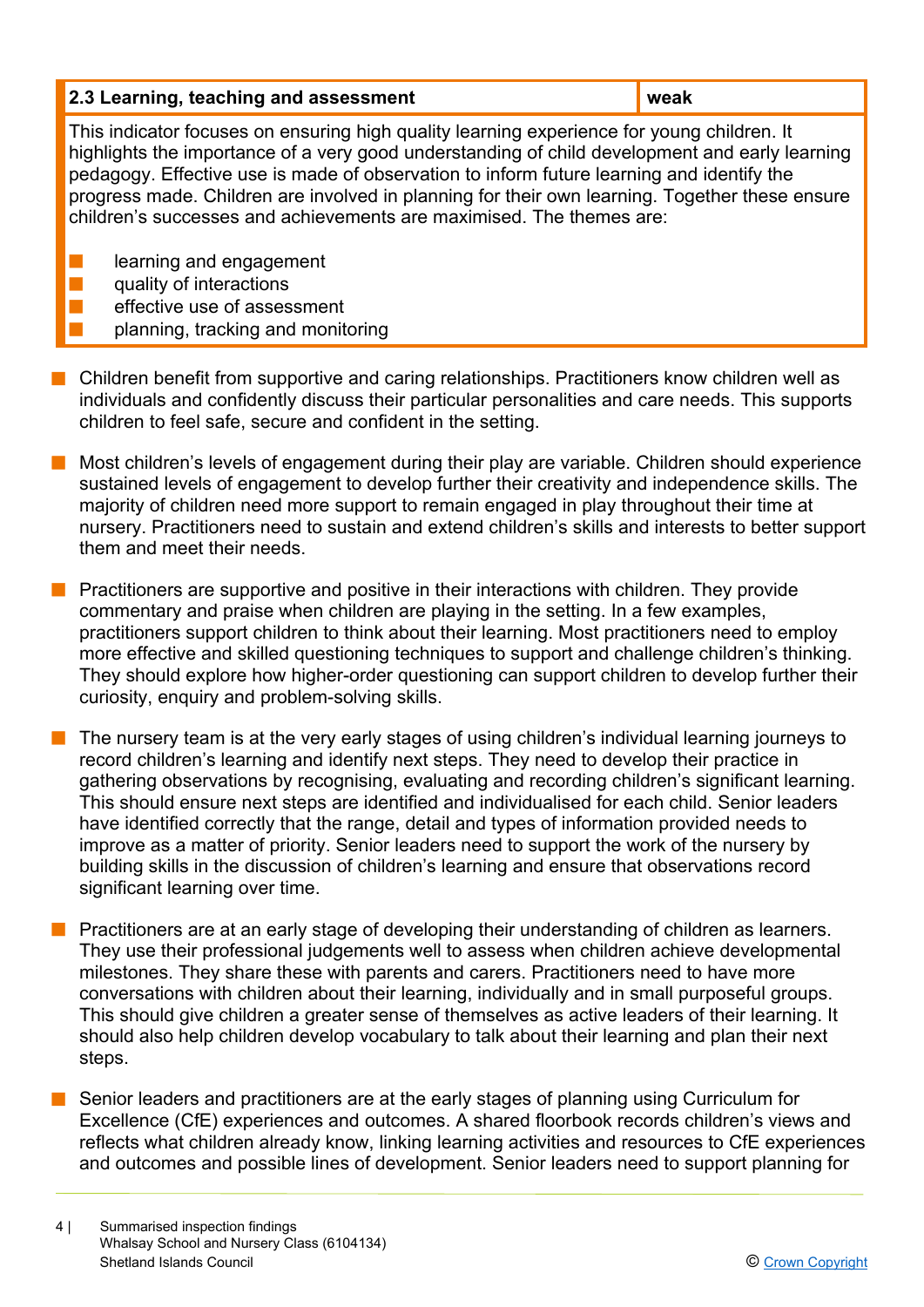| 2.3 Learning, teaching and assessment | weak |
|---|---|

This indicator focuses on ensuring high quality learning experience for young children. It highlights the importance of a very good understanding of child development and early learning pedagogy. Effective use is made of observation to inform future learning and identify the progress made. Children are involved in planning for their own learning. Together these ensure children's successes and achievements are maximised. The themes are:

- learning and engagement
- quality of interactions
- effective use of assessment
- planning, tracking and monitoring

- Children benefit from supportive and caring relationships. Practitioners know children well as individuals and confidently discuss their particular personalities and care needs. This supports children to feel safe, secure and confident in the setting.

- Most children's levels of engagement during their play are variable. Children should experience sustained levels of engagement to develop further their creativity and independence skills. The majority of children need more support to remain engaged in play throughout their time at nursery. Practitioners need to sustain and extend children's skills and interests to better support them and meet their needs.

- Practitioners are supportive and positive in their interactions with children. They provide commentary and praise when children are playing in the setting. In a few examples, practitioners support children to think about their learning. Most practitioners need to employ more effective and skilled questioning techniques to support and challenge children's thinking. They should explore how higher-order questioning can support children to develop further their curiosity, enquiry and problem-solving skills.

- The nursery team is at the very early stages of using children's individual learning journeys to record children's learning and identify next steps. They need to develop their practice in gathering observations by recognising, evaluating and recording children's significant learning. This should ensure next steps are identified and individualised for each child. Senior leaders have identified correctly that the range, detail and types of information provided needs to improve as a matter of priority. Senior leaders need to support the work of the nursery by building skills in the discussion of children's learning and ensure that observations record significant learning over time.

- Practitioners are at an early stage of developing their understanding of children as learners. They use their professional judgements well to assess when children achieve developmental milestones. They share these with parents and carers. Practitioners need to have more conversations with children about their learning, individually and in small purposeful groups. This should give children a greater sense of themselves as active leaders of their learning. It should also help children develop vocabulary to talk about their learning and plan their next steps.

- Senior leaders and practitioners are at the early stages of planning using Curriculum for Excellence (CfE) experiences and outcomes. A shared floorbook records children's views and reflects what children already know, linking learning activities and resources to CfE experiences and outcomes and possible lines of development. Senior leaders need to support planning for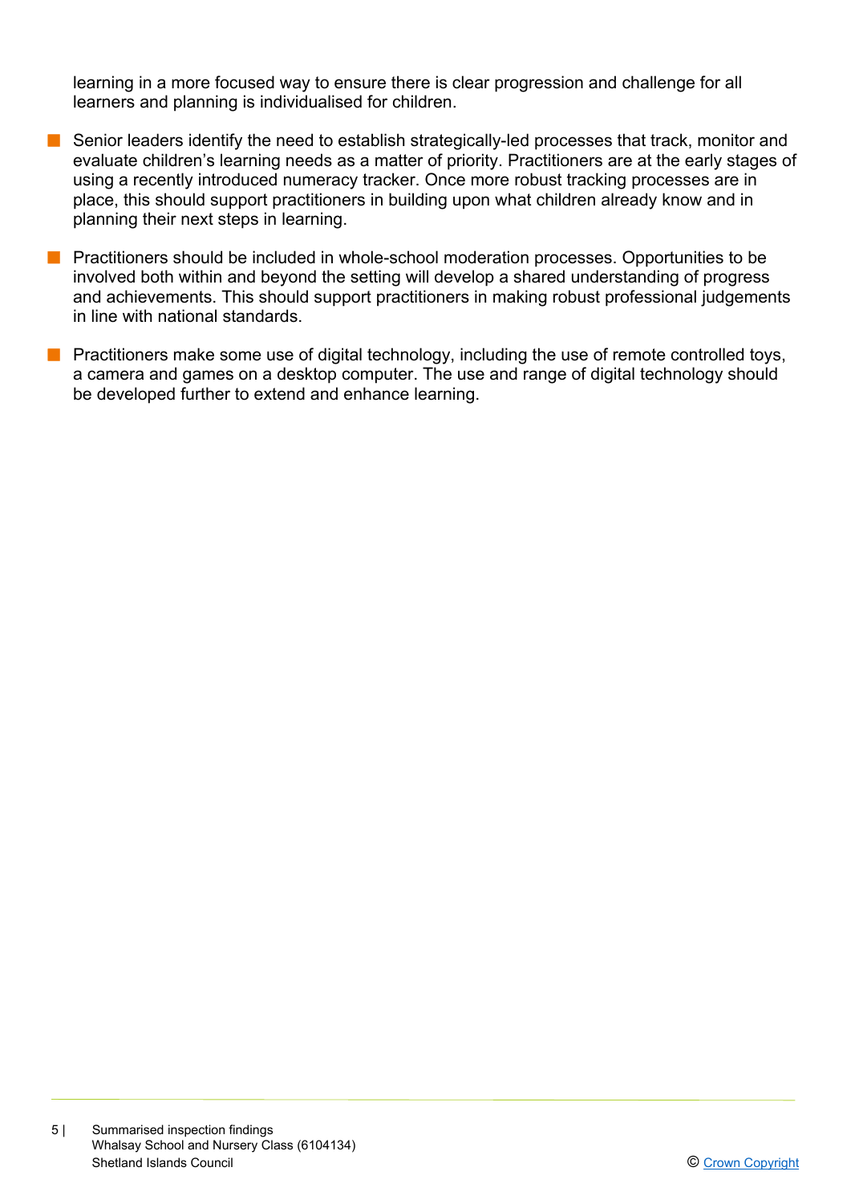learning in a more focused way to ensure there is clear progression and challenge for all learners and planning is individualised for children.

- Senior leaders identify the need to establish strategically-led processes that track, monitor and evaluate children's learning needs as a matter of priority. Practitioners are at the early stages of using a recently introduced numeracy tracker. Once more robust tracking processes are in place, this should support practitioners in building upon what children already know and in planning their next steps in learning.
- Practitioners should be included in whole-school moderation processes. Opportunities to be involved both within and beyond the setting will develop a shared understanding of progress and achievements. This should support practitioners in making robust professional judgements in line with national standards.
- Practitioners make some use of digital technology, including the use of remote controlled toys, a camera and games on a desktop computer. The use and range of digital technology should be developed further to extend and enhance learning.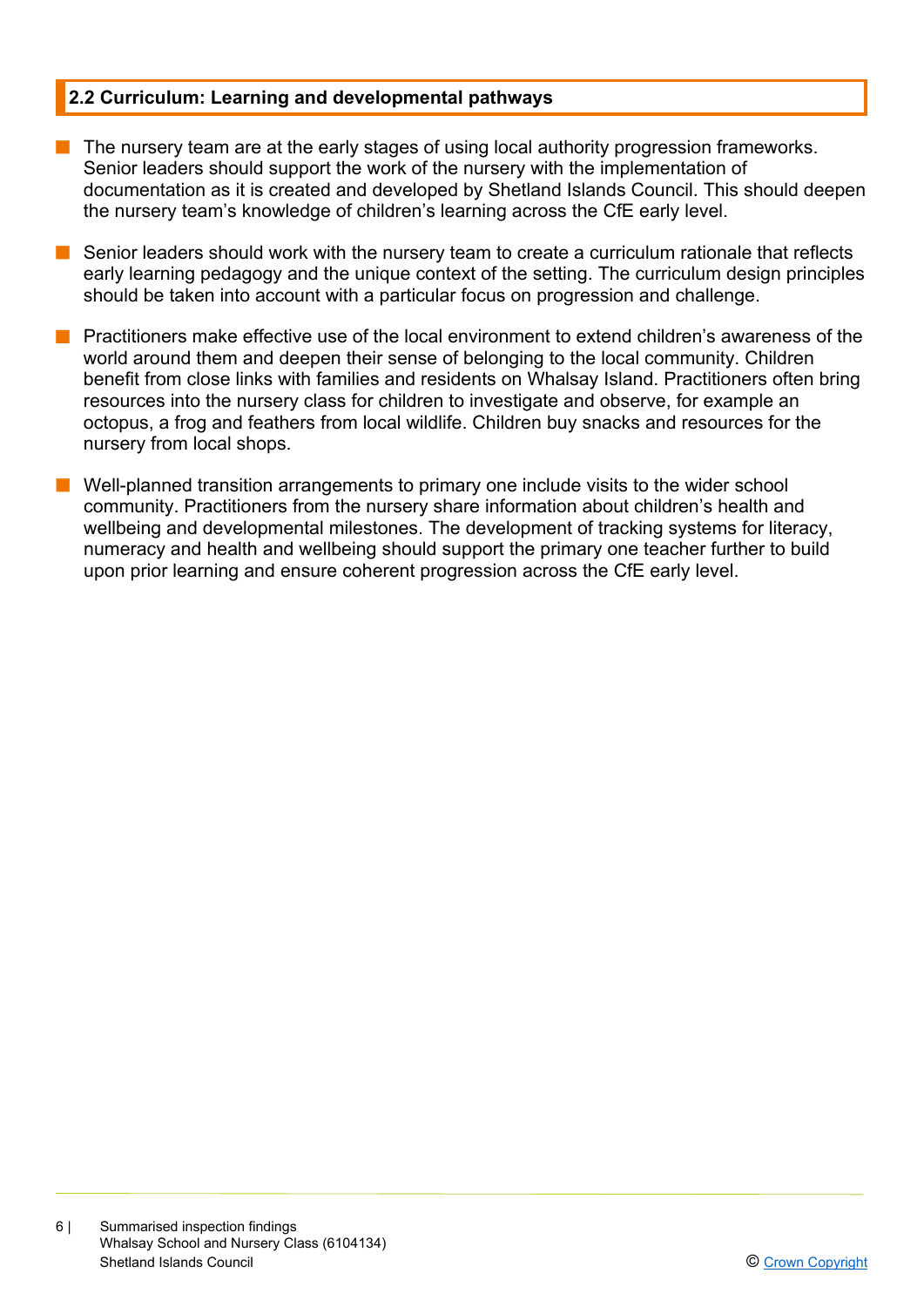## 2.2 Curriculum: Learning and developmental pathways

- The nursery team are at the early stages of using local authority progression frameworks. Senior leaders should support the work of the nursery with the implementation of documentation as it is created and developed by Shetland Islands Council. This should deepen the nursery team's knowledge of children's learning across the CfE early level.

- Senior leaders should work with the nursery team to create a curriculum rationale that reflects early learning pedagogy and the unique context of the setting. The curriculum design principles should be taken into account with a particular focus on progression and challenge.

- Practitioners make effective use of the local environment to extend children's awareness of the world around them and deepen their sense of belonging to the local community. Children benefit from close links with families and residents on Whalsay Island. Practitioners often bring resources into the nursery class for children to investigate and observe, for example an octopus, a frog and feathers from local wildlife. Children buy snacks and resources for the nursery from local shops.

- Well-planned transition arrangements to primary one include visits to the wider school community. Practitioners from the nursery share information about children's health and wellbeing and developmental milestones. The development of tracking systems for literacy, numeracy and health and wellbeing should support the primary one teacher further to build upon prior learning and ensure coherent progression across the CfE early level.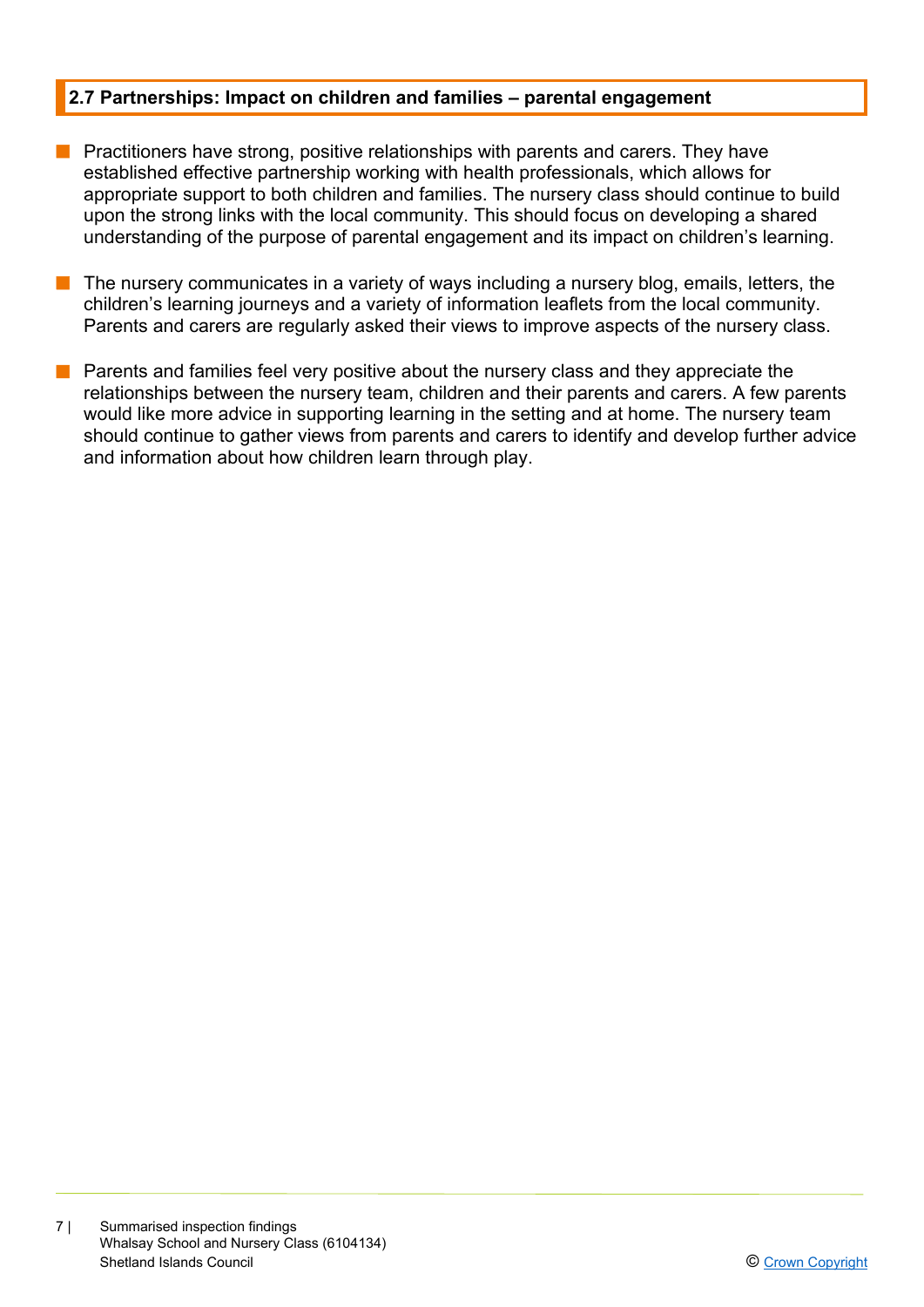## 2.7 Partnerships: Impact on children and families – parental engagement

- Practitioners have strong, positive relationships with parents and carers. They have established effective partnership working with health professionals, which allows for appropriate support to both children and families. The nursery class should continue to build upon the strong links with the local community. This should focus on developing a shared understanding of the purpose of parental engagement and its impact on children's learning.

- The nursery communicates in a variety of ways including a nursery blog, emails, letters, the children's learning journeys and a variety of information leaflets from the local community. Parents and carers are regularly asked their views to improve aspects of the nursery class.

- Parents and families feel very positive about the nursery class and they appreciate the relationships between the nursery team, children and their parents and carers. A few parents would like more advice in supporting learning in the setting and at home. The nursery team should continue to gather views from parents and carers to identify and develop further advice and information about how children learn through play.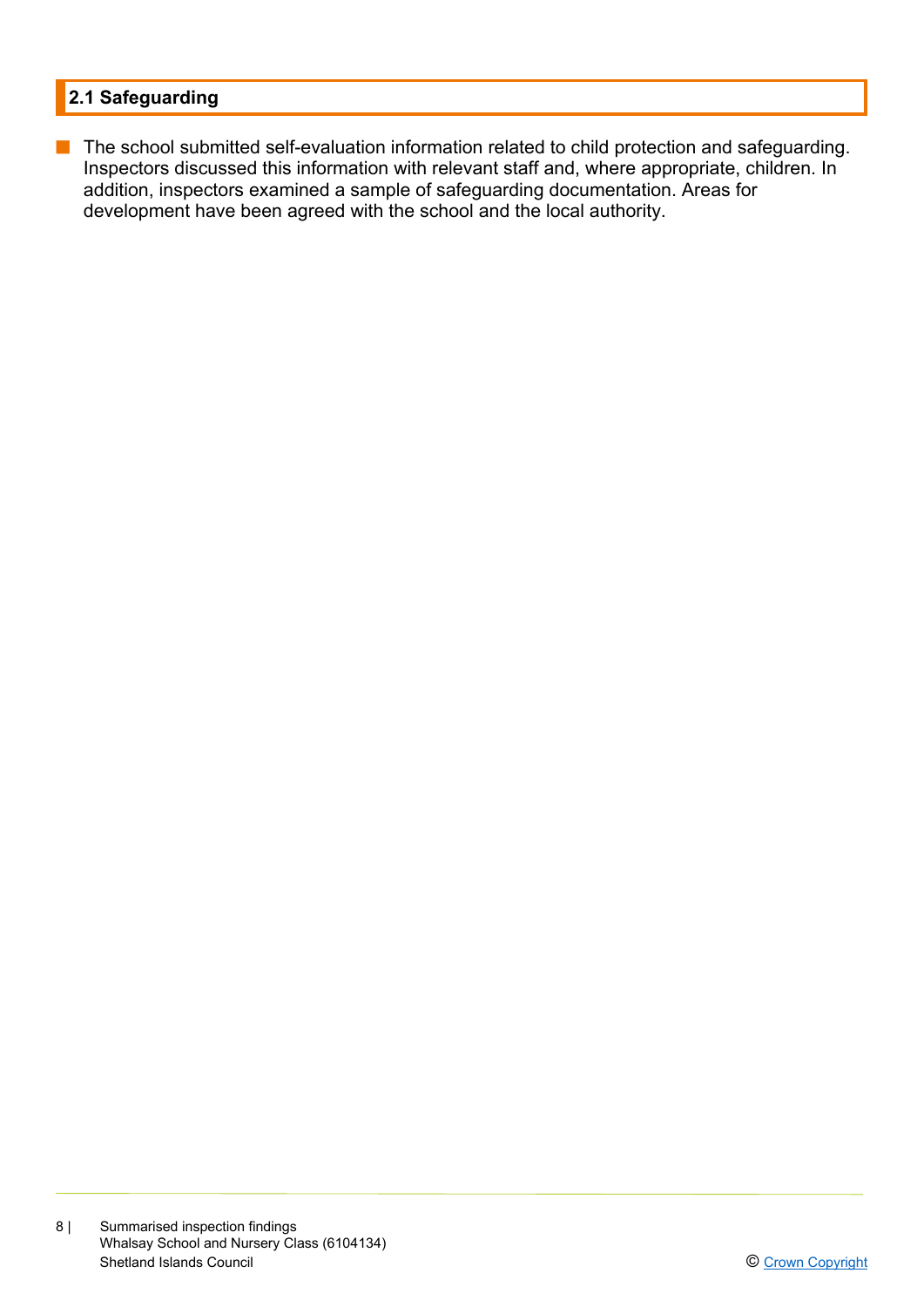## 2.1 Safeguarding

- The school submitted self-evaluation information related to child protection and safeguarding. Inspectors discussed this information with relevant staff and, where appropriate, children. In addition, inspectors examined a sample of safeguarding documentation. Areas for development have been agreed with the school and the local authority.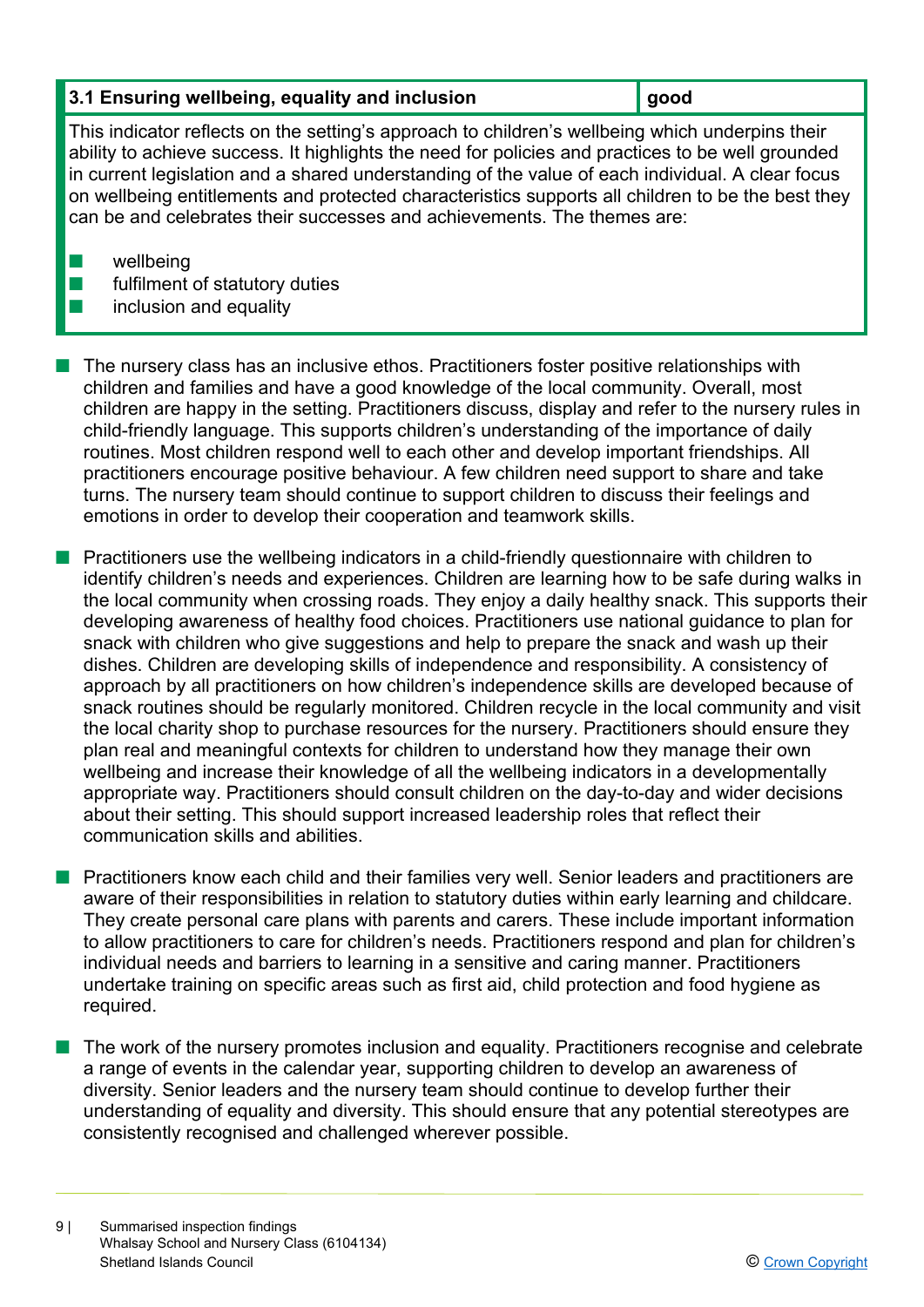| 3.1 Ensuring wellbeing, equality and inclusion | good |
| --- | --- |

This indicator reflects on the setting's approach to children's wellbeing which underpins their ability to achieve success. It highlights the need for policies and practices to be well grounded in current legislation and a shared understanding of the value of each individual. A clear focus on wellbeing entitlements and protected characteristics supports all children to be the best they can be and celebrates their successes and achievements. The themes are:

- wellbeing
- fulfilment of statutory duties
- inclusion and equality

- The nursery class has an inclusive ethos. Practitioners foster positive relationships with children and families and have a good knowledge of the local community. Overall, most children are happy in the setting. Practitioners discuss, display and refer to the nursery rules in child-friendly language. This supports children's understanding of the importance of daily routines. Most children respond well to each other and develop important friendships. All practitioners encourage positive behaviour. A few children need support to share and take turns. The nursery team should continue to support children to discuss their feelings and emotions in order to develop their cooperation and teamwork skills.

- Practitioners use the wellbeing indicators in a child-friendly questionnaire with children to identify children's needs and experiences. Children are learning how to be safe during walks in the local community when crossing roads. They enjoy a daily healthy snack. This supports their developing awareness of healthy food choices. Practitioners use national guidance to plan for snack with children who give suggestions and help to prepare the snack and wash up their dishes. Children are developing skills of independence and responsibility. A consistency of approach by all practitioners on how children's independence skills are developed because of snack routines should be regularly monitored. Children recycle in the local community and visit the local charity shop to purchase resources for the nursery. Practitioners should ensure they plan real and meaningful contexts for children to understand how they manage their own wellbeing and increase their knowledge of all the wellbeing indicators in a developmentally appropriate way. Practitioners should consult children on the day-to-day and wider decisions about their setting. This should support increased leadership roles that reflect their communication skills and abilities.

- Practitioners know each child and their families very well. Senior leaders and practitioners are aware of their responsibilities in relation to statutory duties within early learning and childcare. They create personal care plans with parents and carers. These include important information to allow practitioners to care for children's needs. Practitioners respond and plan for children's individual needs and barriers to learning in a sensitive and caring manner. Practitioners undertake training on specific areas such as first aid, child protection and food hygiene as required.

- The work of the nursery promotes inclusion and equality. Practitioners recognise and celebrate a range of events in the calendar year, supporting children to develop an awareness of diversity. Senior leaders and the nursery team should continue to develop further their understanding of equality and diversity. This should ensure that any potential stereotypes are consistently recognised and challenged wherever possible.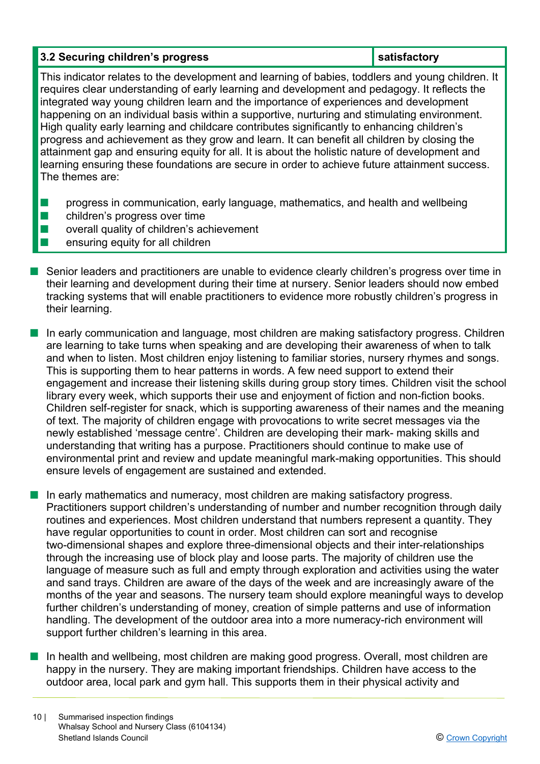| 3.2 Securing children's progress | satisfactory |
| --- | --- |

This indicator relates to the development and learning of babies, toddlers and young children. It requires clear understanding of early learning and development and pedagogy. It reflects the integrated way young children learn and the importance of experiences and development happening on an individual basis within a supportive, nurturing and stimulating environment. High quality early learning and childcare contributes significantly to enhancing children's progress and achievement as they grow and learn. It can benefit all children by closing the attainment gap and ensuring equity for all. It is about the holistic nature of development and learning ensuring these foundations are secure in order to achieve future attainment success. The themes are:

- progress in communication, early language, mathematics, and health and wellbeing
- children's progress over time
- overall quality of children's achievement
- ensuring equity for all children

- Senior leaders and practitioners are unable to evidence clearly children's progress over time in their learning and development during their time at nursery. Senior leaders should now embed tracking systems that will enable practitioners to evidence more robustly children's progress in their learning.

- In early communication and language, most children are making satisfactory progress. Children are learning to take turns when speaking and are developing their awareness of when to talk and when to listen. Most children enjoy listening to familiar stories, nursery rhymes and songs. This is supporting them to hear patterns in words. A few need support to extend their engagement and increase their listening skills during group story times. Children visit the school library every week, which supports their use and enjoyment of fiction and non-fiction books. Children self-register for snack, which is supporting awareness of their names and the meaning of text. The majority of children engage with provocations to write secret messages via the newly established 'message centre'. Children are developing their mark- making skills and understanding that writing has a purpose. Practitioners should continue to make use of environmental print and review and update meaningful mark-making opportunities. This should ensure levels of engagement are sustained and extended.

- In early mathematics and numeracy, most children are making satisfactory progress. Practitioners support children's understanding of number and number recognition through daily routines and experiences. Most children understand that numbers represent a quantity. They have regular opportunities to count in order. Most children can sort and recognise two-dimensional shapes and explore three-dimensional objects and their inter-relationships through the increasing use of block play and loose parts. The majority of children use the language of measure such as full and empty through exploration and activities using the water and sand trays. Children are aware of the days of the week and are increasingly aware of the months of the year and seasons. The nursery team should explore meaningful ways to develop further children's understanding of money, creation of simple patterns and use of information handling. The development of the outdoor area into a more numeracy-rich environment will support further children's learning in this area.

- In health and wellbeing, most children are making good progress. Overall, most children are happy in the nursery. They are making important friendships. Children have access to the outdoor area, local park and gym hall. This supports them in their physical activity and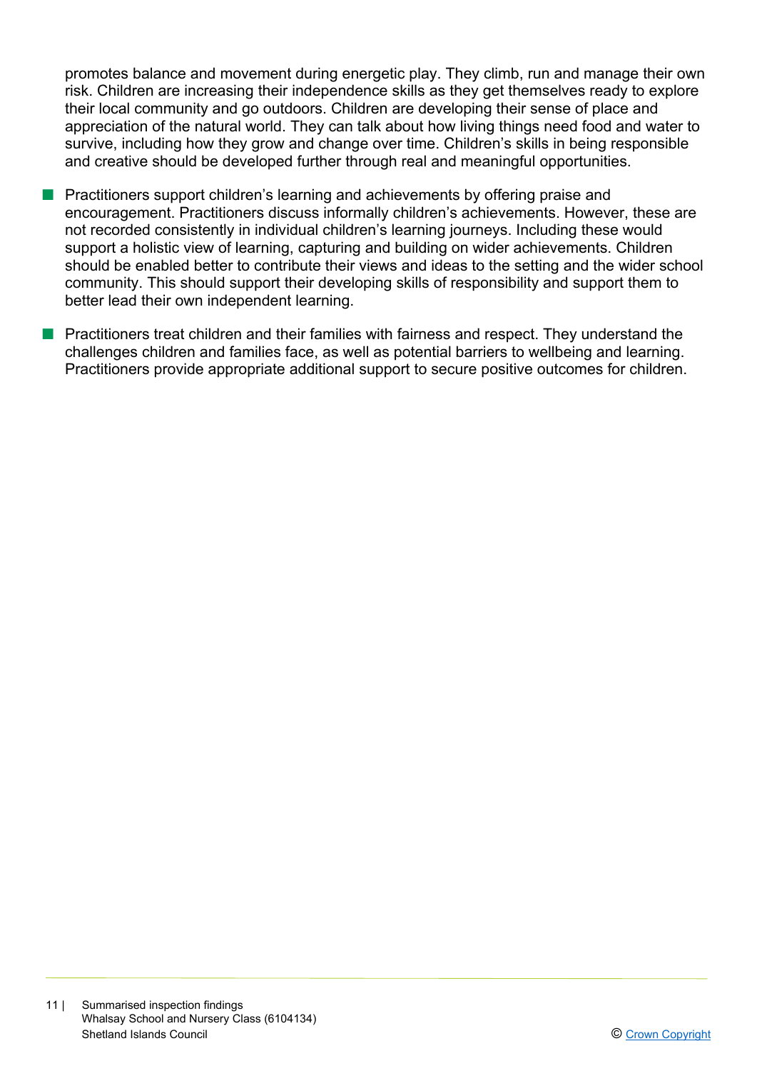promotes balance and movement during energetic play. They climb, run and manage their own risk. Children are increasing their independence skills as they get themselves ready to explore their local community and go outdoors. Children are developing their sense of place and appreciation of the natural world. They can talk about how living things need food and water to survive, including how they grow and change over time. Children's skills in being responsible and creative should be developed further through real and meaningful opportunities.

- Practitioners support children's learning and achievements by offering praise and encouragement. Practitioners discuss informally children's achievements. However, these are not recorded consistently in individual children's learning journeys. Including these would support a holistic view of learning, capturing and building on wider achievements. Children should be enabled better to contribute their views and ideas to the setting and the wider school community. This should support their developing skills of responsibility and support them to better lead their own independent learning.

- Practitioners treat children and their families with fairness and respect. They understand the challenges children and families face, as well as potential barriers to wellbeing and learning. Practitioners provide appropriate additional support to secure positive outcomes for children.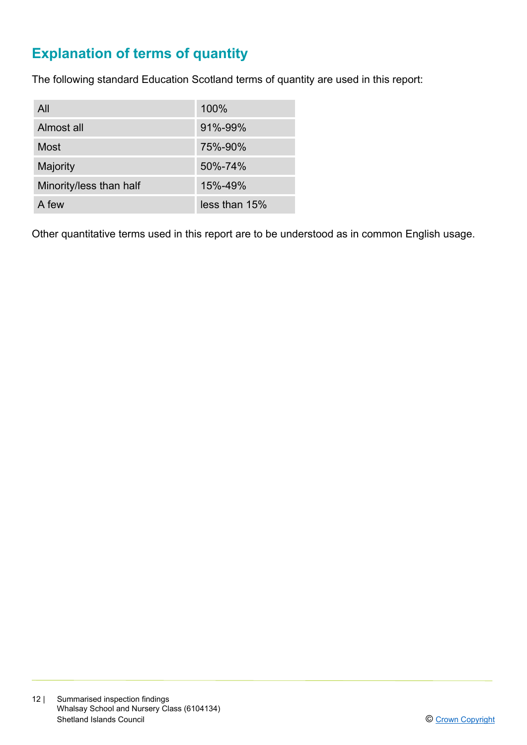## Explanation of terms of quantity

The following standard Education Scotland terms of quantity are used in this report:

| | |
|---|---|
| All | 100% |
| Almost all | 91%-99% |
| Most | 75%-90% |
| Majority | 50%-74% |
| Minority/less than half | 15%-49% |
| A few | less than 15% |

Other quantitative terms used in this report are to be understood as in common English usage.